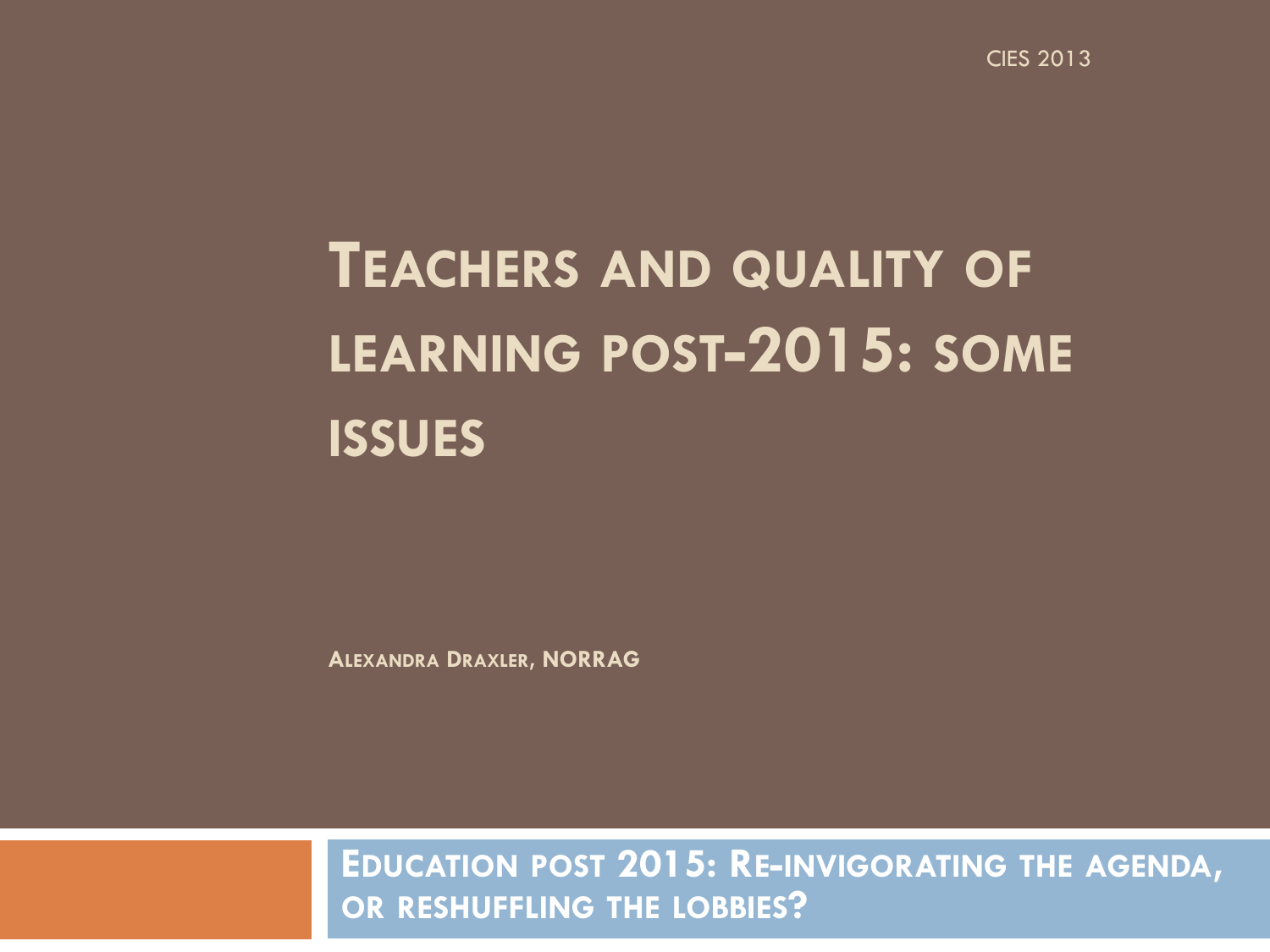CIES 2013

# Teachers and quality of learning post-2015: some issues

**Alexandra Draxler, NORRAG**

**Education post 2015: Re-invigorating the agenda, or reshuffling the lobbies?**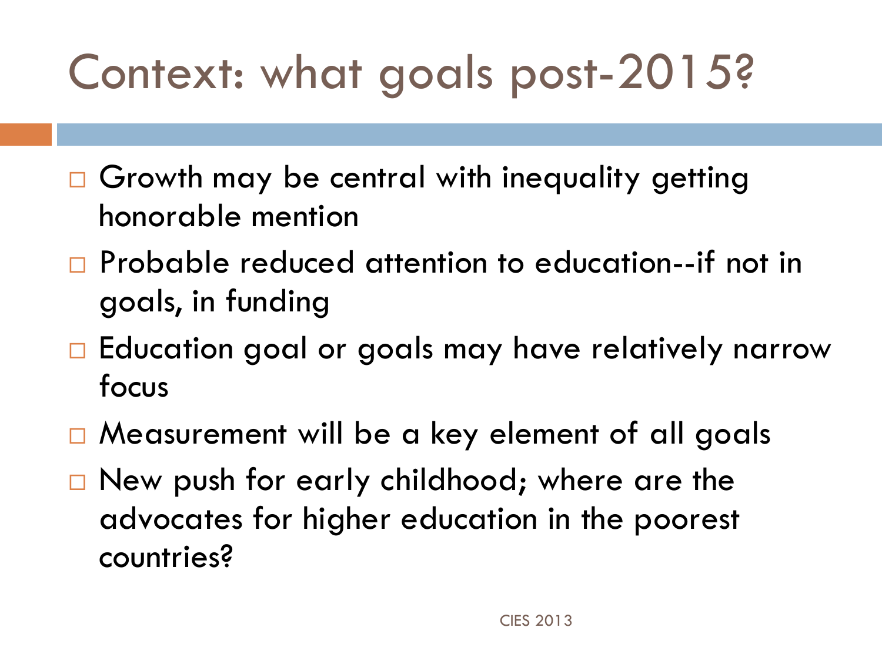# Context: what goals post-2015?

- Growth may be central with inequality getting honorable mention
- Probable reduced attention to education--if not in goals, in funding
- Education goal or goals may have relatively narrow focus
- Measurement will be a key element of all goals
- New push for early childhood; where are the advocates for higher education in the poorest countries?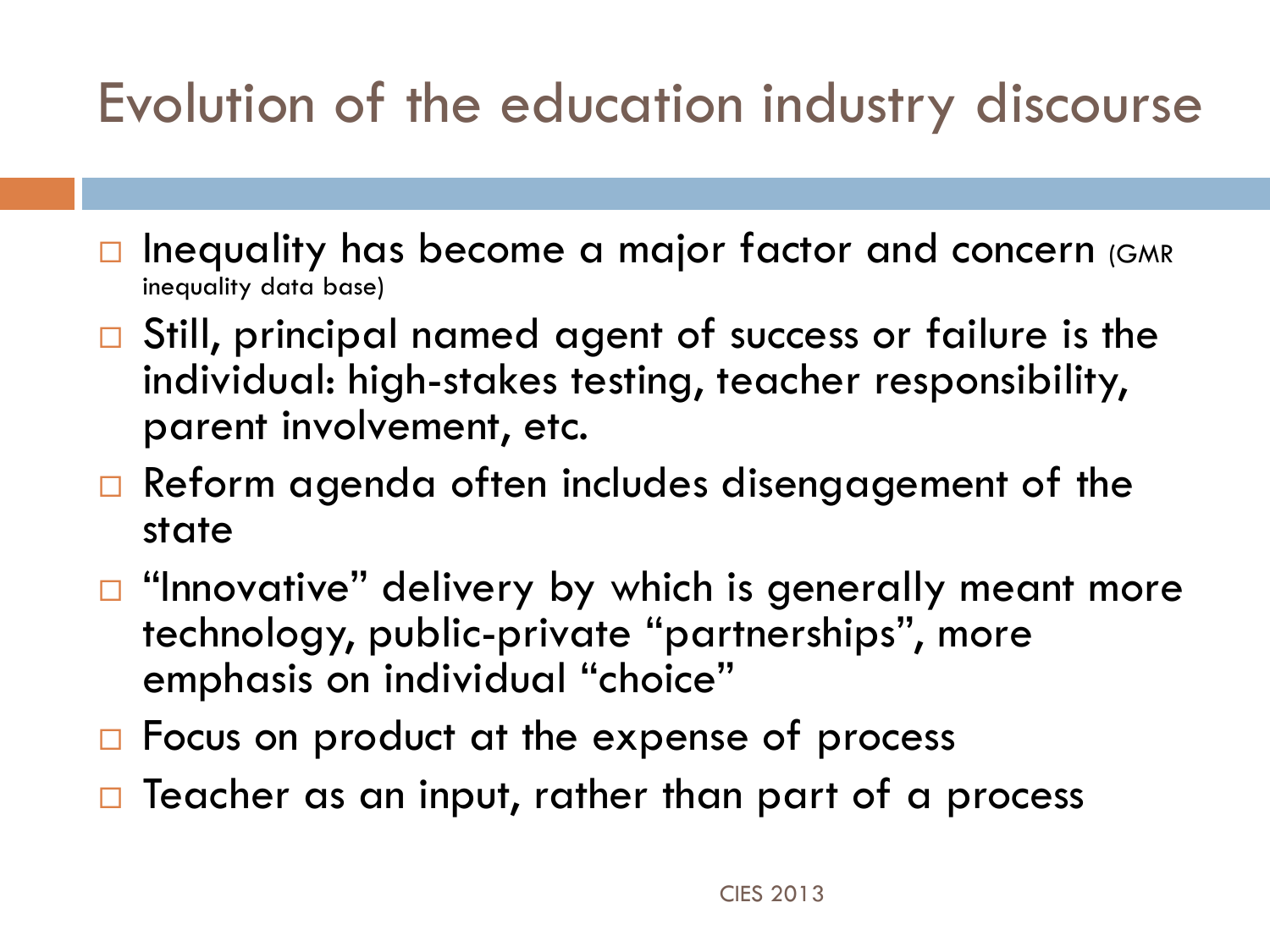# Evolution of the education industry discourse

- Inequality has become a major factor and concern (GMR inequality data base)
- Still, principal named agent of success or failure is the individual: high-stakes testing, teacher responsibility, parent involvement, etc.
- Reform agenda often includes disengagement of the state
- “Innovative” delivery by which is generally meant more technology, public-private “partnerships”, more emphasis on individual “choice”
- Focus on product at the expense of process
- Teacher as an input, rather than part of a process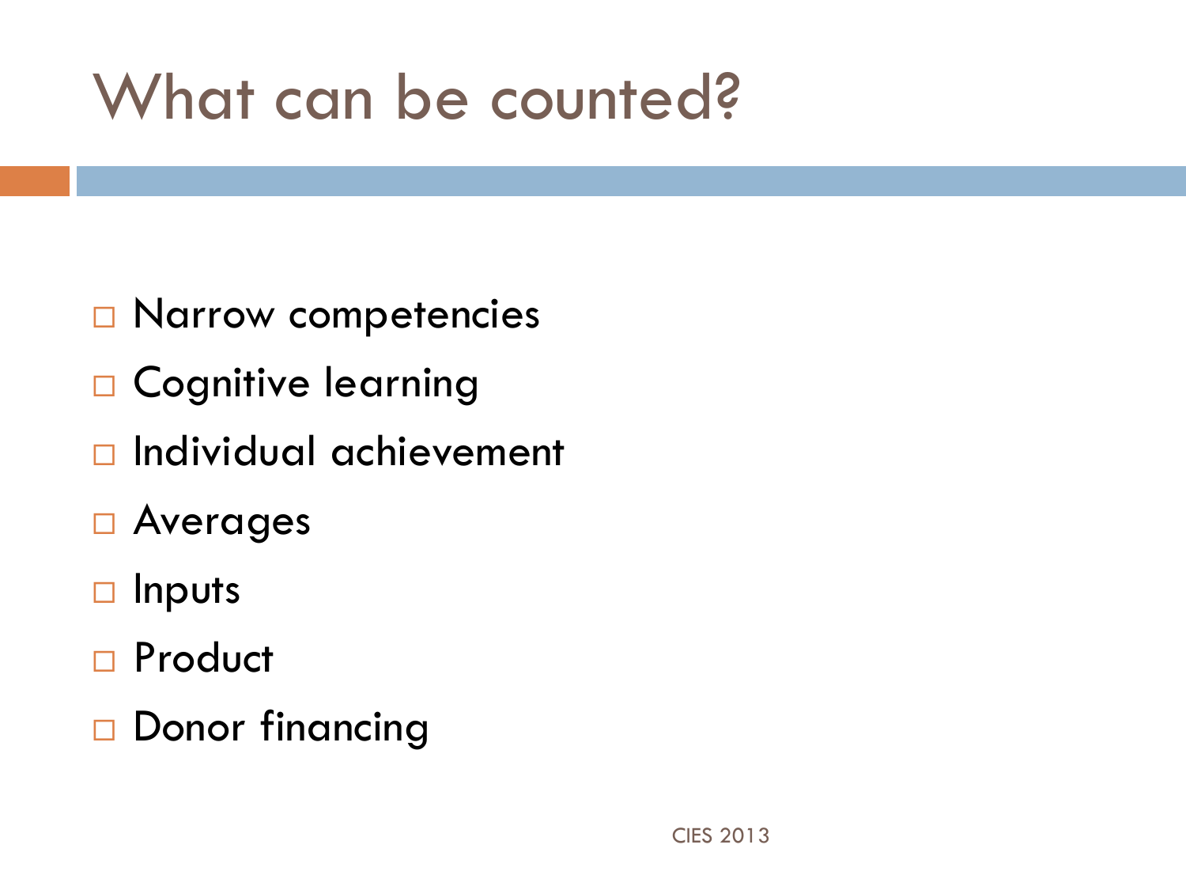# What can be counted?

- Narrow competencies
- Cognitive learning
- Individual achievement
- Averages
- Inputs
- Product
- Donor financing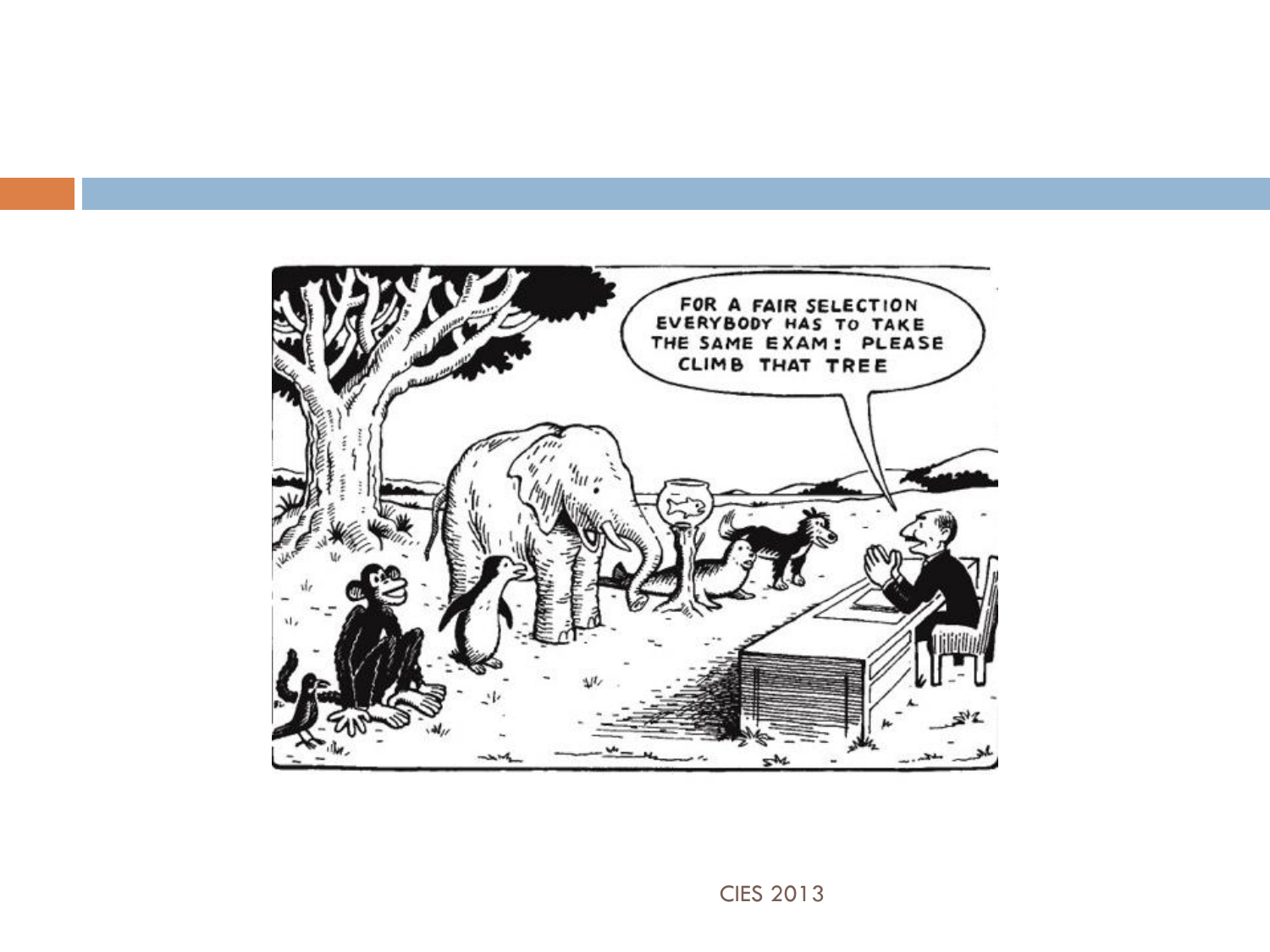FOR A FAIR SELECTION EVERYBODY HAS TO TAKE THE SAME EXAM: PLEASE CLIMB THAT TREE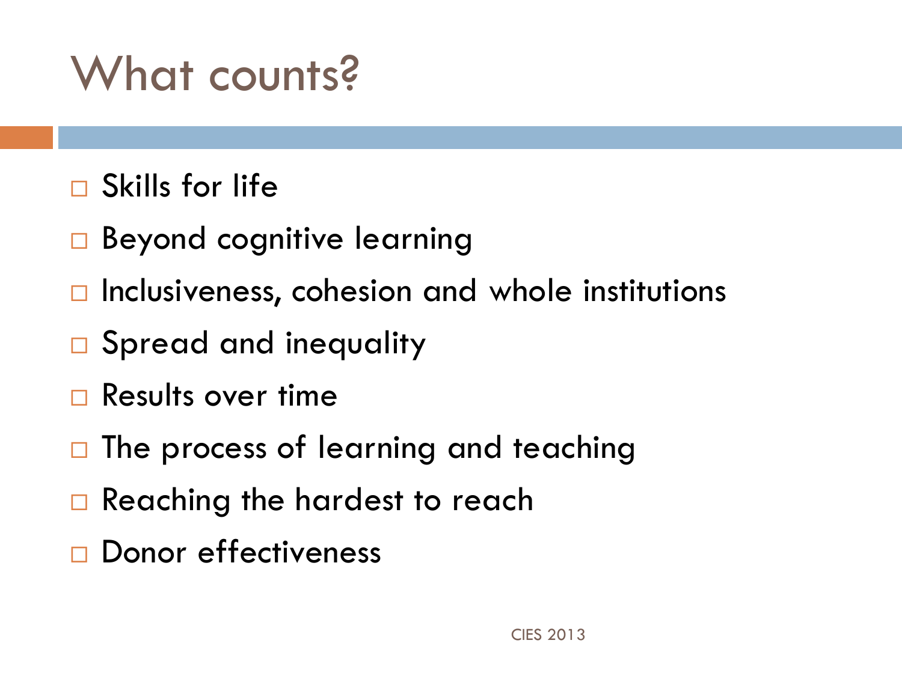# What counts?

- Skills for life
- Beyond cognitive learning
- Inclusiveness, cohesion and whole institutions
- Spread and inequality
- Results over time
- The process of learning and teaching
- Reaching the hardest to reach
- Donor effectiveness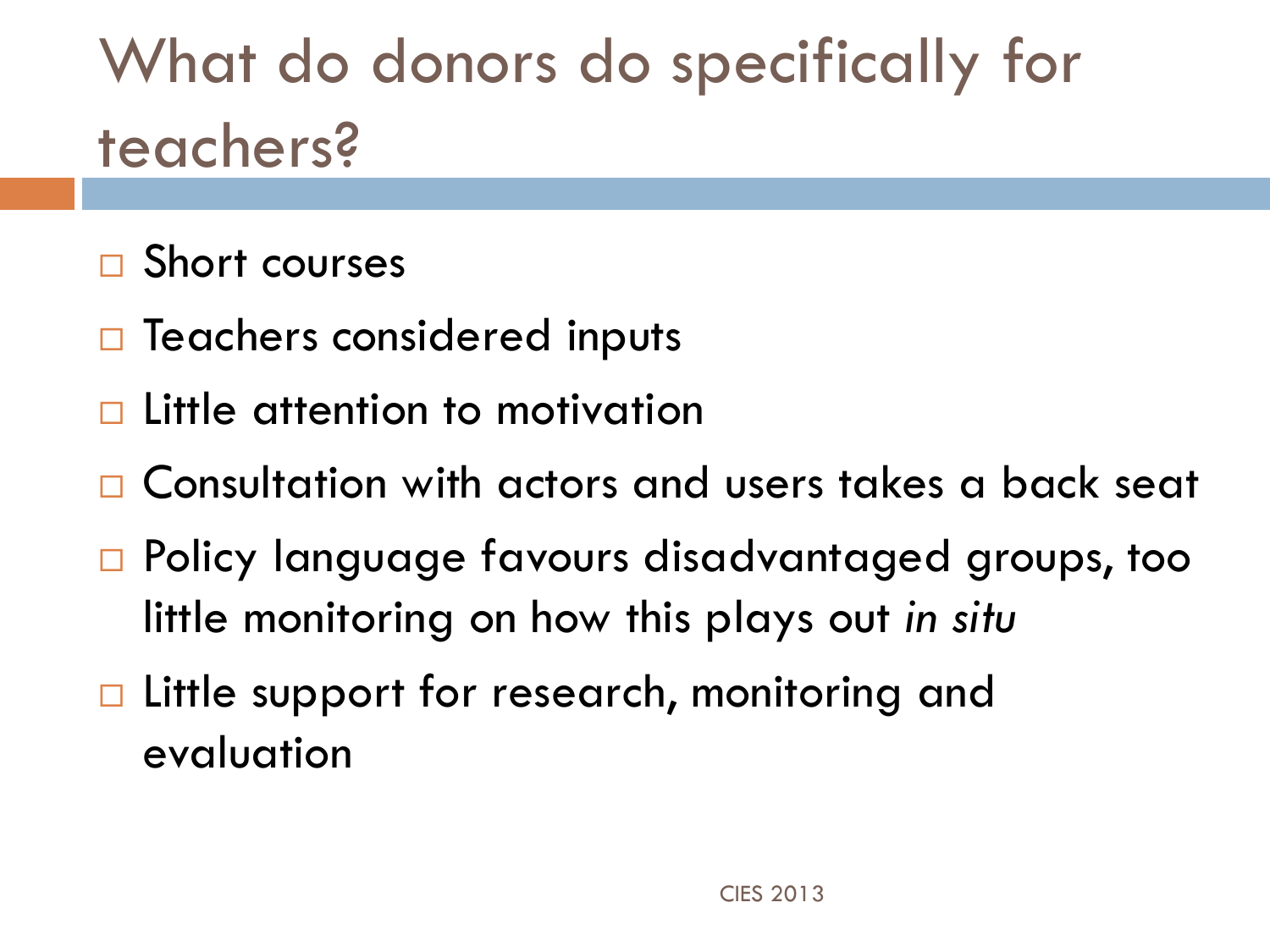# What do donors do specifically for teachers?

- Short courses
- Teachers considered inputs
- Little attention to motivation
- Consultation with actors and users takes a back seat
- Policy language favours disadvantaged groups, too little monitoring on how this plays out *in situ*
- Little support for research, monitoring and evaluation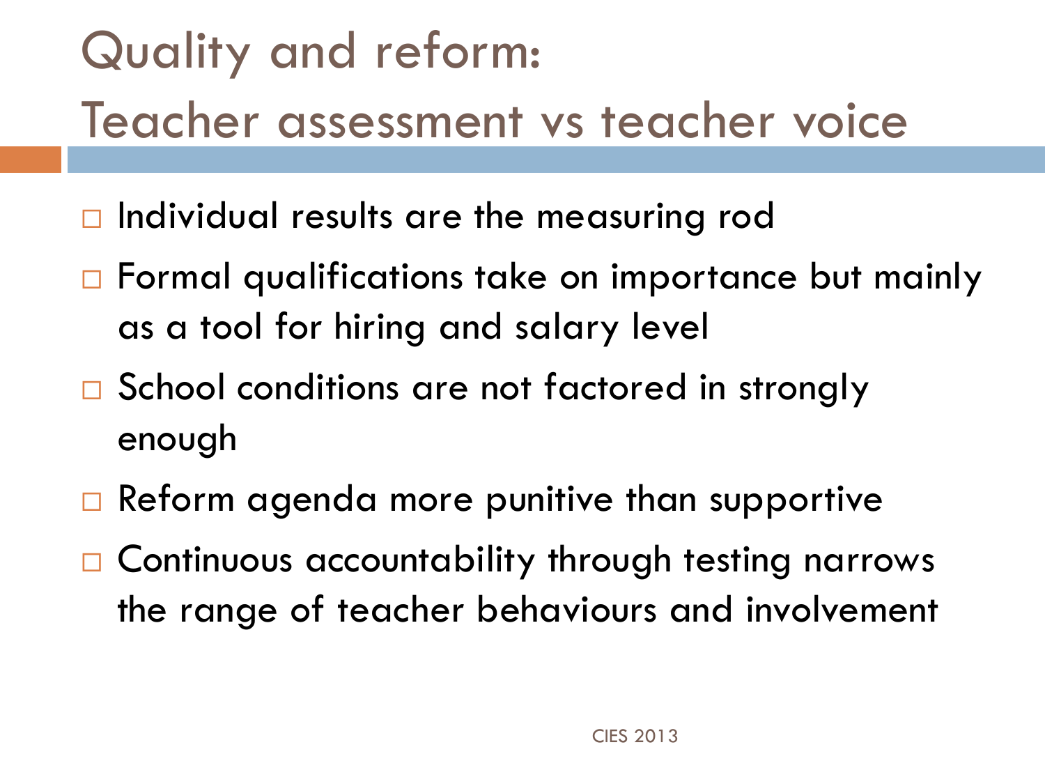# Quality and reform: Teacher assessment vs teacher voice

- Individual results are the measuring rod
- Formal qualifications take on importance but mainly as a tool for hiring and salary level
- School conditions are not factored in strongly enough
- Reform agenda more punitive than supportive
- Continuous accountability through testing narrows the range of teacher behaviours and involvement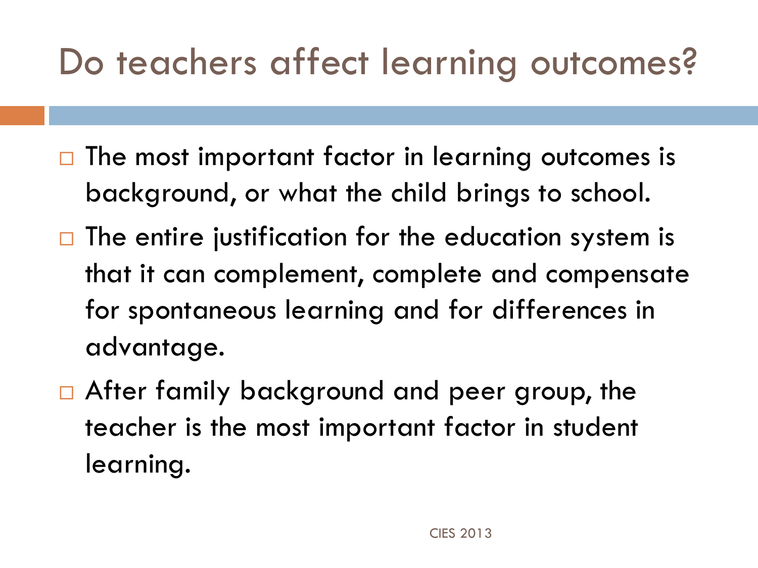# Do teachers affect learning outcomes?

- The most important factor in learning outcomes is background, or what the child brings to school.
- The entire justification for the education system is that it can complement, complete and compensate for spontaneous learning and for differences in advantage.
- After family background and peer group, the teacher is the most important factor in student learning.

CIES 2013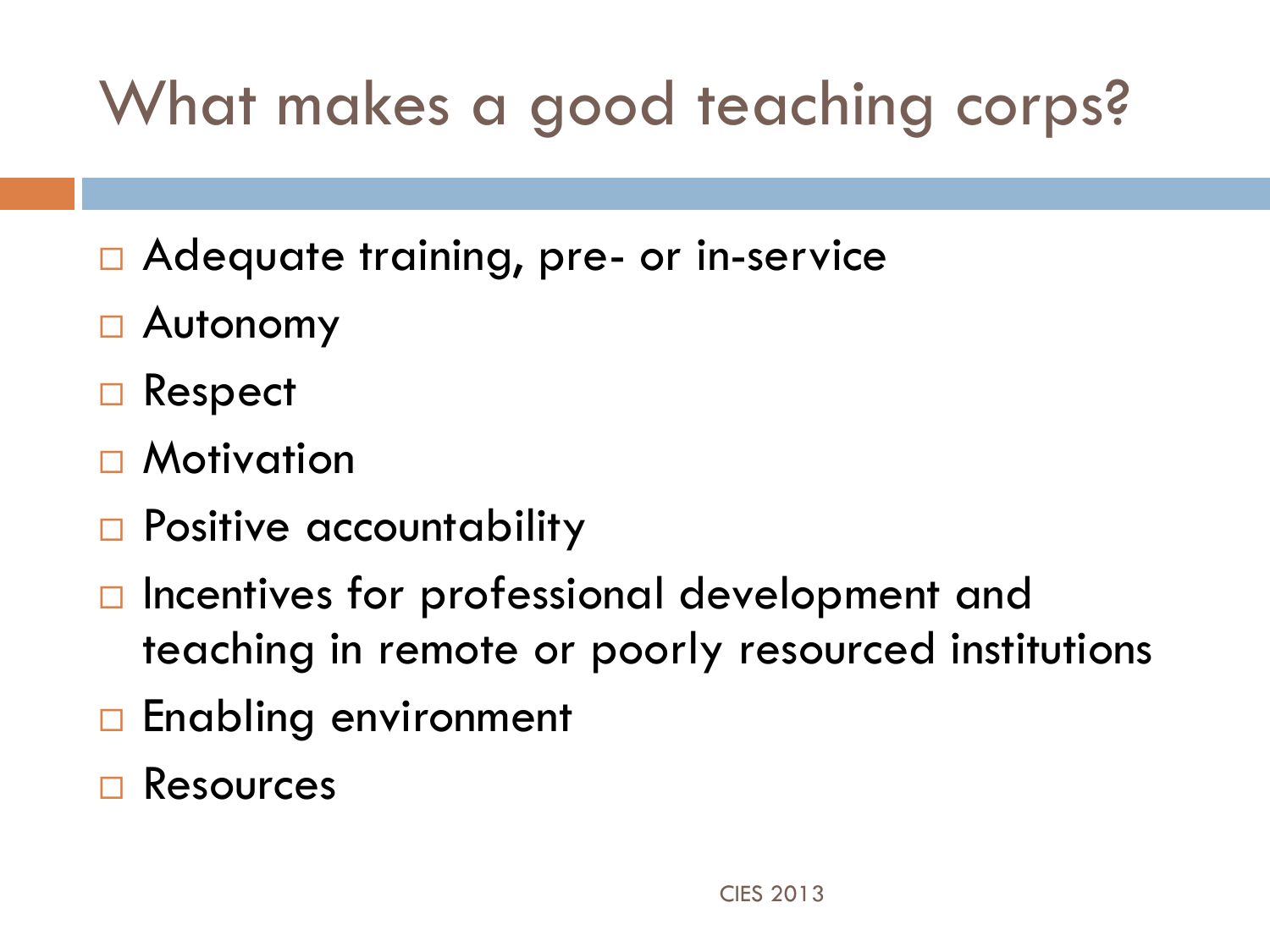# What makes a good teaching corps?

- Adequate training, pre- or in-service
- Autonomy
- Respect
- Motivation
- Positive accountability
- Incentives for professional development and teaching in remote or poorly resourced institutions
- Enabling environment
- Resources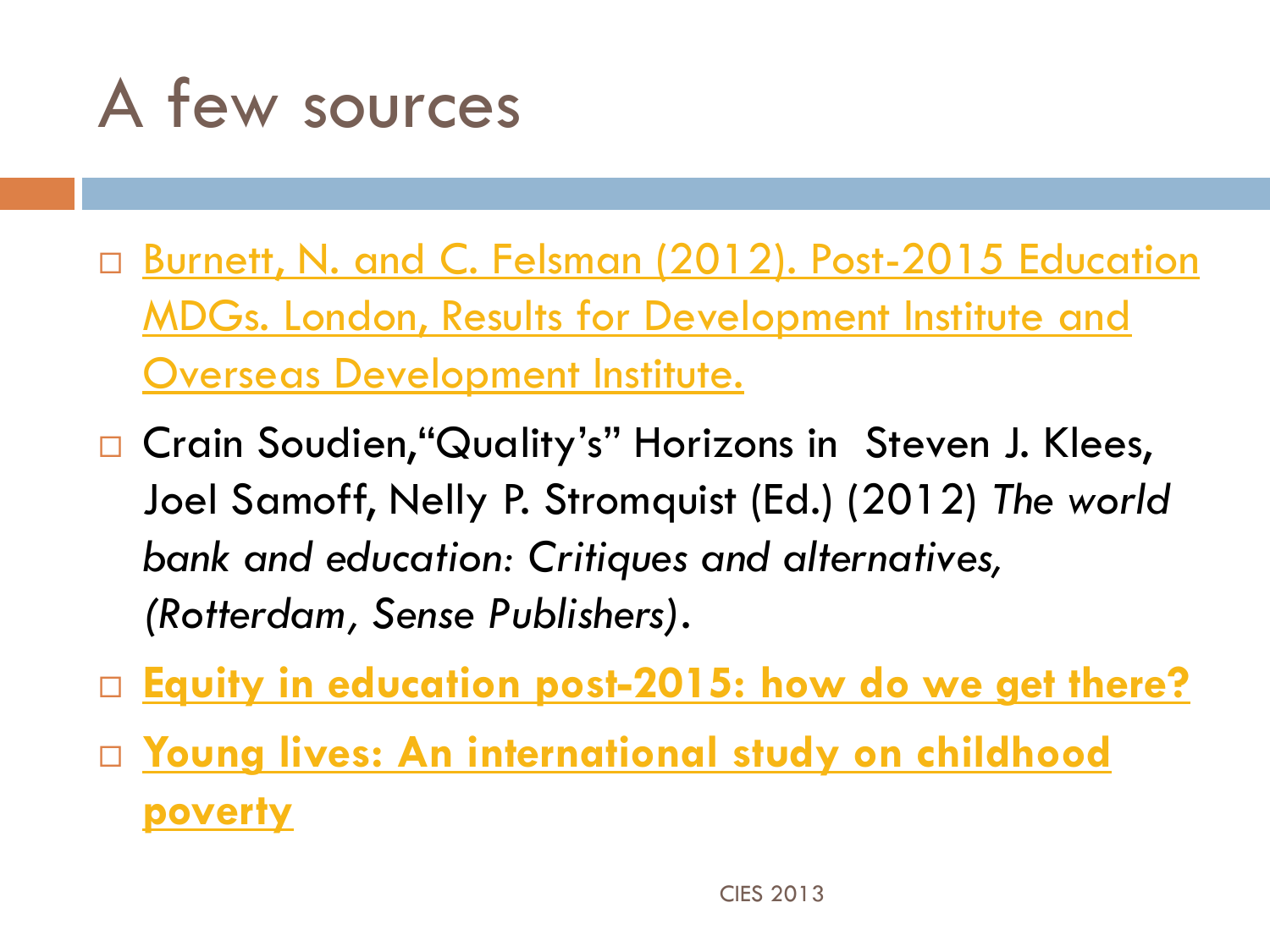# A few sources

- Burnett, N. and C. Felsman (2012). Post-2015 Education MDGs. London, Results for Development Institute and Overseas Development Institute.
- Crain Soudien,"Quality's" Horizons in Steven J. Klees, Joel Samoff, Nelly P. Stromquist (Ed.) (2012) *The world bank and education: Critiques and alternatives, (Rotterdam, Sense Publishers)*.
- **Equity in education post-2015: how do we get there?**
- **Young lives: An international study on childhood poverty**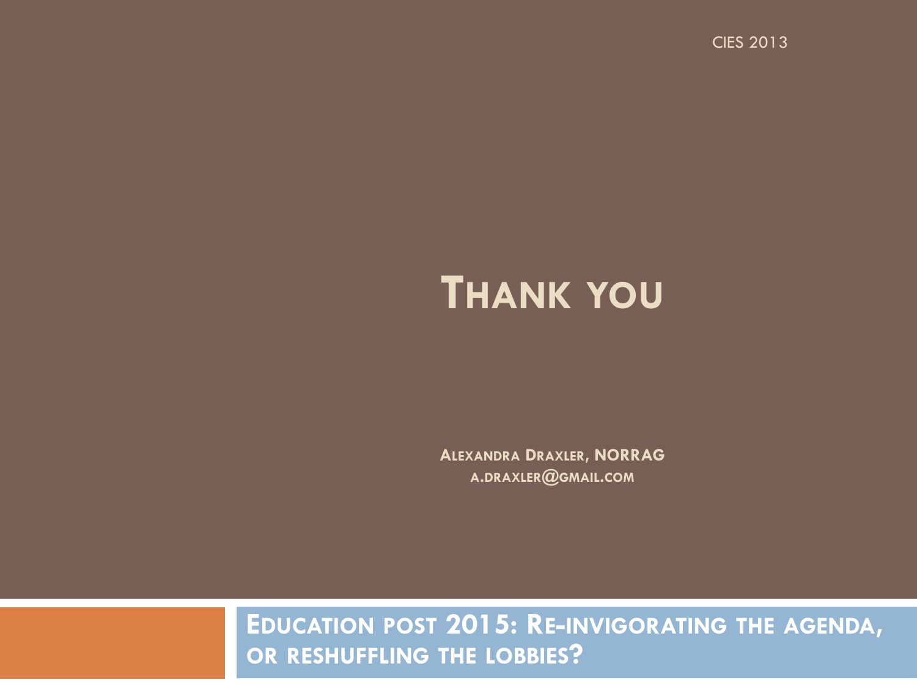# THANK YOU

**ALEXANDRA DRAXLER, NORRAG**
**A.DRAXLER@GMAIL.COM**